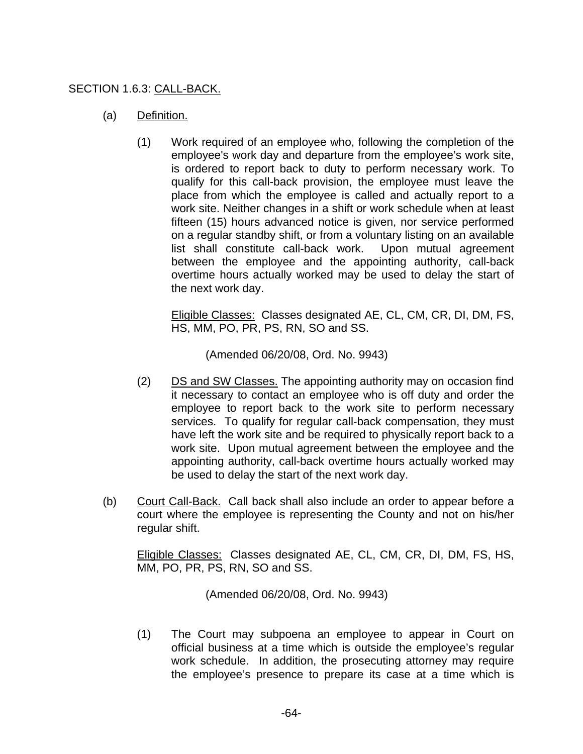## SECTION 1.6.3: CALL-BACK.

(a) Definition.

(1) Work required of an employee who, following the completion of the employee's work day and departure from the employee's work site, is ordered to report back to duty to perform necessary work. To qualify for this call-back provision, the employee must leave the place from which the employee is called and actually report to a work site. Neither changes in a shift or work schedule when at least fifteen (15) hours advanced notice is given, nor service performed on a regular standby shift, or from a voluntary listing on an available list shall constitute call-back work. Upon mutual agreement between the employee and the appointing authority, call-back overtime hours actually worked may be used to delay the start of the next work day.

Eligible Classes: Classes designated AE, CL, CM, CR, DI, DM, FS, HS, MM, PO, PR, PS, RN, SO and SS.

(Amended 06/20/08, Ord. No. 9943)

(2) DS and SW Classes. The appointing authority may on occasion find it necessary to contact an employee who is off duty and order the employee to report back to the work site to perform necessary services. To qualify for regular call-back compensation, they must have left the work site and be required to physically report back to a work site. Upon mutual agreement between the employee and the appointing authority, call-back overtime hours actually worked may be used to delay the start of the next work day.

(b) Court Call-Back. Call back shall also include an order to appear before a court where the employee is representing the County and not on his/her regular shift.

Eligible Classes: Classes designated AE, CL, CM, CR, DI, DM, FS, HS, MM, PO, PR, PS, RN, SO and SS.

(Amended 06/20/08, Ord. No. 9943)

(1) The Court may subpoena an employee to appear in Court on official business at a time which is outside the employee's regular work schedule. In addition, the prosecuting attorney may require the employee's presence to prepare its case at a time which is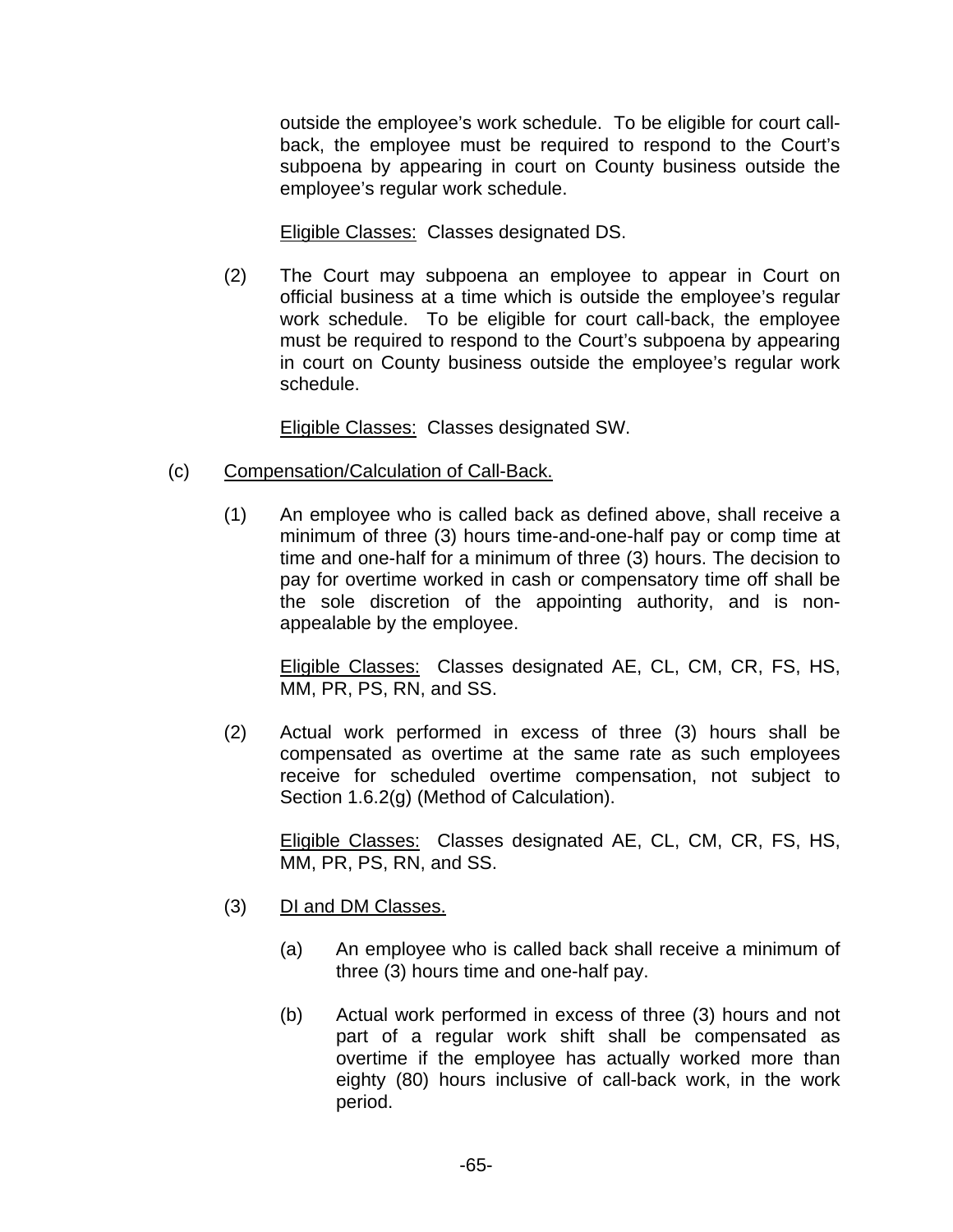outside the employee's work schedule. To be eligible for court call-back, the employee must be required to respond to the Court's subpoena by appearing in court on County business outside the employee's regular work schedule.

Eligible Classes: Classes designated DS.

(2) The Court may subpoena an employee to appear in Court on official business at a time which is outside the employee's regular work schedule. To be eligible for court call-back, the employee must be required to respond to the Court's subpoena by appearing in court on County business outside the employee's regular work schedule.

Eligible Classes: Classes designated SW.

(c) Compensation/Calculation of Call-Back.

(1) An employee who is called back as defined above, shall receive a minimum of three (3) hours time-and-one-half pay or comp time at time and one-half for a minimum of three (3) hours. The decision to pay for overtime worked in cash or compensatory time off shall be the sole discretion of the appointing authority, and is non-appealable by the employee.

Eligible Classes: Classes designated AE, CL, CM, CR, FS, HS, MM, PR, PS, RN, and SS.

(2) Actual work performed in excess of three (3) hours shall be compensated as overtime at the same rate as such employees receive for scheduled overtime compensation, not subject to Section 1.6.2(g) (Method of Calculation).

Eligible Classes: Classes designated AE, CL, CM, CR, FS, HS, MM, PR, PS, RN, and SS.

(3) DI and DM Classes.

(a) An employee who is called back shall receive a minimum of three (3) hours time and one-half pay.

(b) Actual work performed in excess of three (3) hours and not part of a regular work shift shall be compensated as overtime if the employee has actually worked more than eighty (80) hours inclusive of call-back work, in the work period.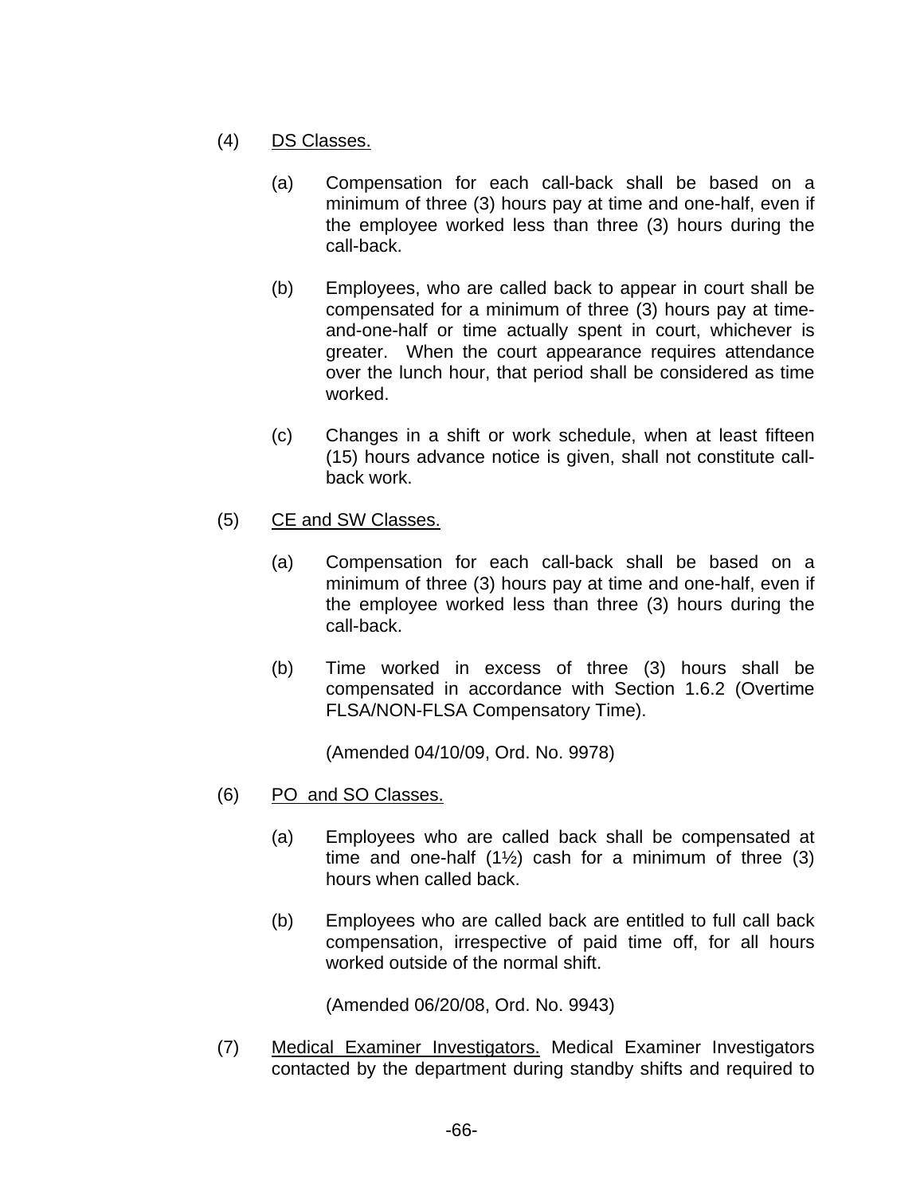(4) <u>DS Classes.</u>

(a) Compensation for each call-back shall be based on a minimum of three (3) hours pay at time and one-half, even if the employee worked less than three (3) hours during the call-back.

(b) Employees, who are called back to appear in court shall be compensated for a minimum of three (3) hours pay at time-and-one-half or time actually spent in court, whichever is greater. When the court appearance requires attendance over the lunch hour, that period shall be considered as time worked.

(c) Changes in a shift or work schedule, when at least fifteen (15) hours advance notice is given, shall not constitute call-back work.

(5) <u>CE and SW Classes.</u>

(a) Compensation for each call-back shall be based on a minimum of three (3) hours pay at time and one-half, even if the employee worked less than three (3) hours during the call-back.

(b) Time worked in excess of three (3) hours shall be compensated in accordance with Section 1.6.2 (Overtime FLSA/NON-FLSA Compensatory Time).

(Amended 04/10/09, Ord. No. 9978)

(6) <u>PO and SO Classes.</u>

(a) Employees who are called back shall be compensated at time and one-half (1½) cash for a minimum of three (3) hours when called back.

(b) Employees who are called back are entitled to full call back compensation, irrespective of paid time off, for all hours worked outside of the normal shift.

(Amended 06/20/08, Ord. No. 9943)

(7) <u>Medical Examiner Investigators.</u> Medical Examiner Investigators contacted by the department during standby shifts and required to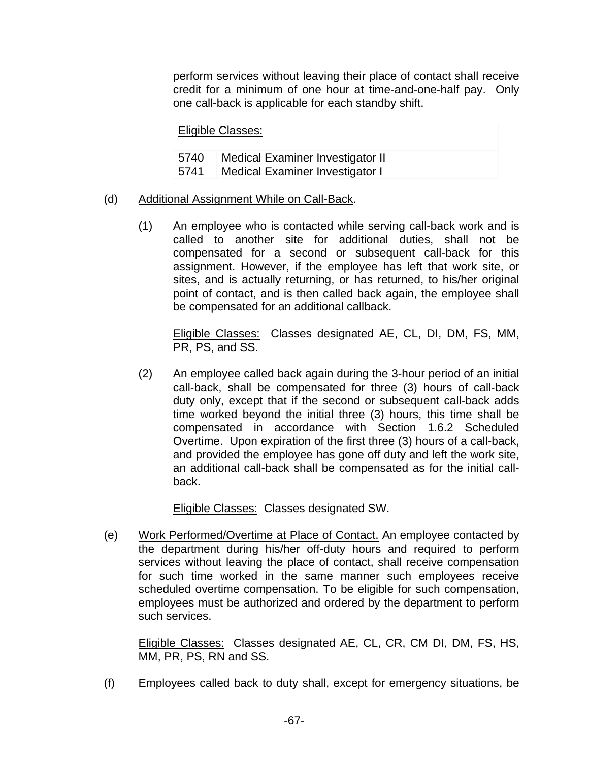perform services without leaving their place of contact shall receive credit for a minimum of one hour at time-and-one-half pay. Only one call-back is applicable for each standby shift.

| Eligible Classes: | |
|---|---|
| 5740 | Medical Examiner Investigator II |
| 5741 | Medical Examiner Investigator I |

(d) Additional Assignment While on Call-Back.

(1) An employee who is contacted while serving call-back work and is called to another site for additional duties, shall not be compensated for a second or subsequent call-back for this assignment. However, if the employee has left that work site, or sites, and is actually returning, or has returned, to his/her original point of contact, and is then called back again, the employee shall be compensated for an additional callback.

Eligible Classes: Classes designated AE, CL, DI, DM, FS, MM, PR, PS, and SS.

(2) An employee called back again during the 3-hour period of an initial call-back, shall be compensated for three (3) hours of call-back duty only, except that if the second or subsequent call-back adds time worked beyond the initial three (3) hours, this time shall be compensated in accordance with Section 1.6.2 Scheduled Overtime. Upon expiration of the first three (3) hours of a call-back, and provided the employee has gone off duty and left the work site, an additional call-back shall be compensated as for the initial call-back.

Eligible Classes: Classes designated SW.

(e) Work Performed/Overtime at Place of Contact. An employee contacted by the department during his/her off-duty hours and required to perform services without leaving the place of contact, shall receive compensation for such time worked in the same manner such employees receive scheduled overtime compensation. To be eligible for such compensation, employees must be authorized and ordered by the department to perform such services.

Eligible Classes: Classes designated AE, CL, CR, CM DI, DM, FS, HS, MM, PR, PS, RN and SS.

(f) Employees called back to duty shall, except for emergency situations, be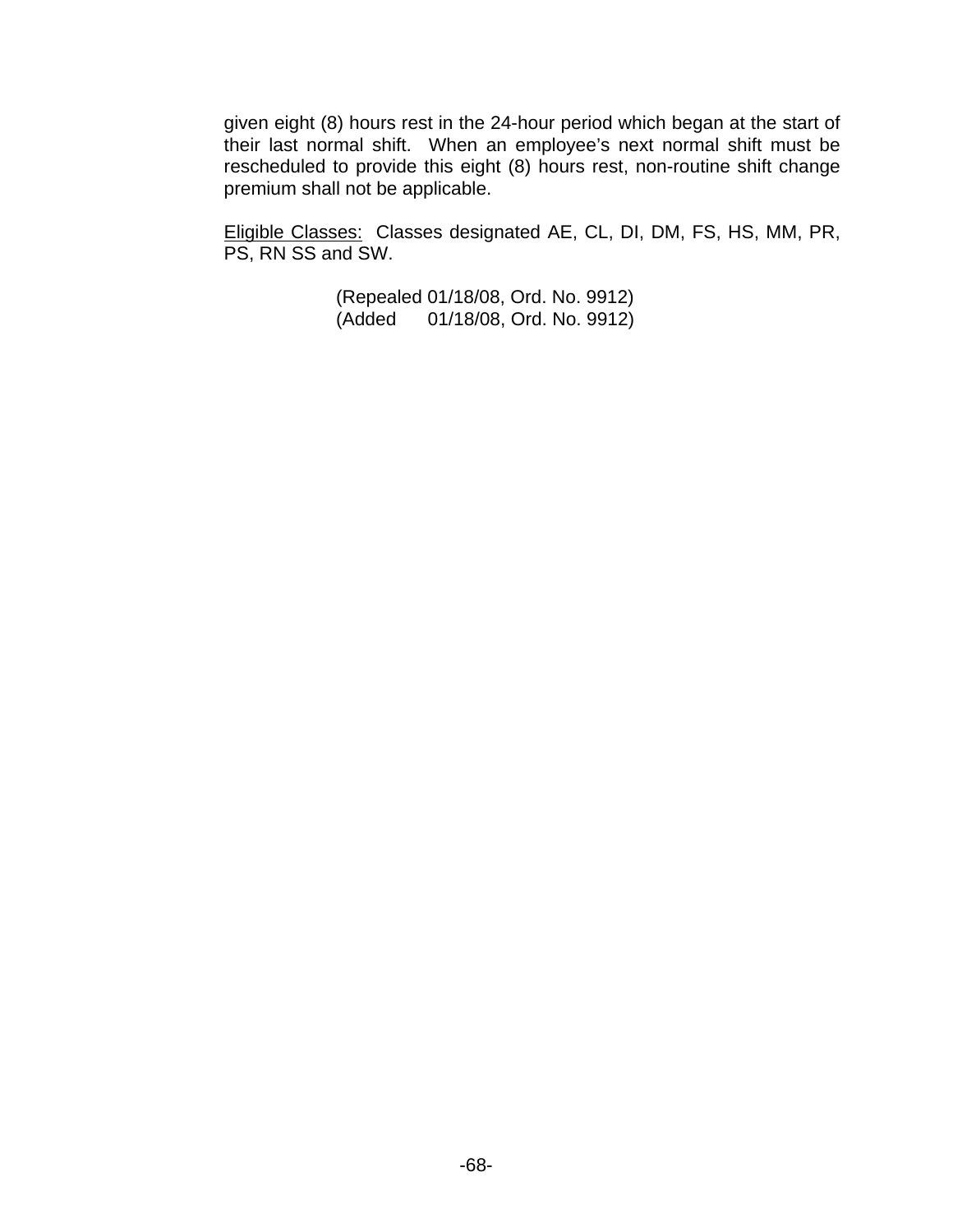given eight (8) hours rest in the 24-hour period which began at the start of their last normal shift. When an employee's next normal shift must be rescheduled to provide this eight (8) hours rest, non-routine shift change premium shall not be applicable.

<u>Eligible Classes:</u> Classes designated AE, CL, DI, DM, FS, HS, MM, PR, PS, RN SS and SW.

(Repealed 01/18/08, Ord. No. 9912)
(Added 01/18/08, Ord. No. 9912)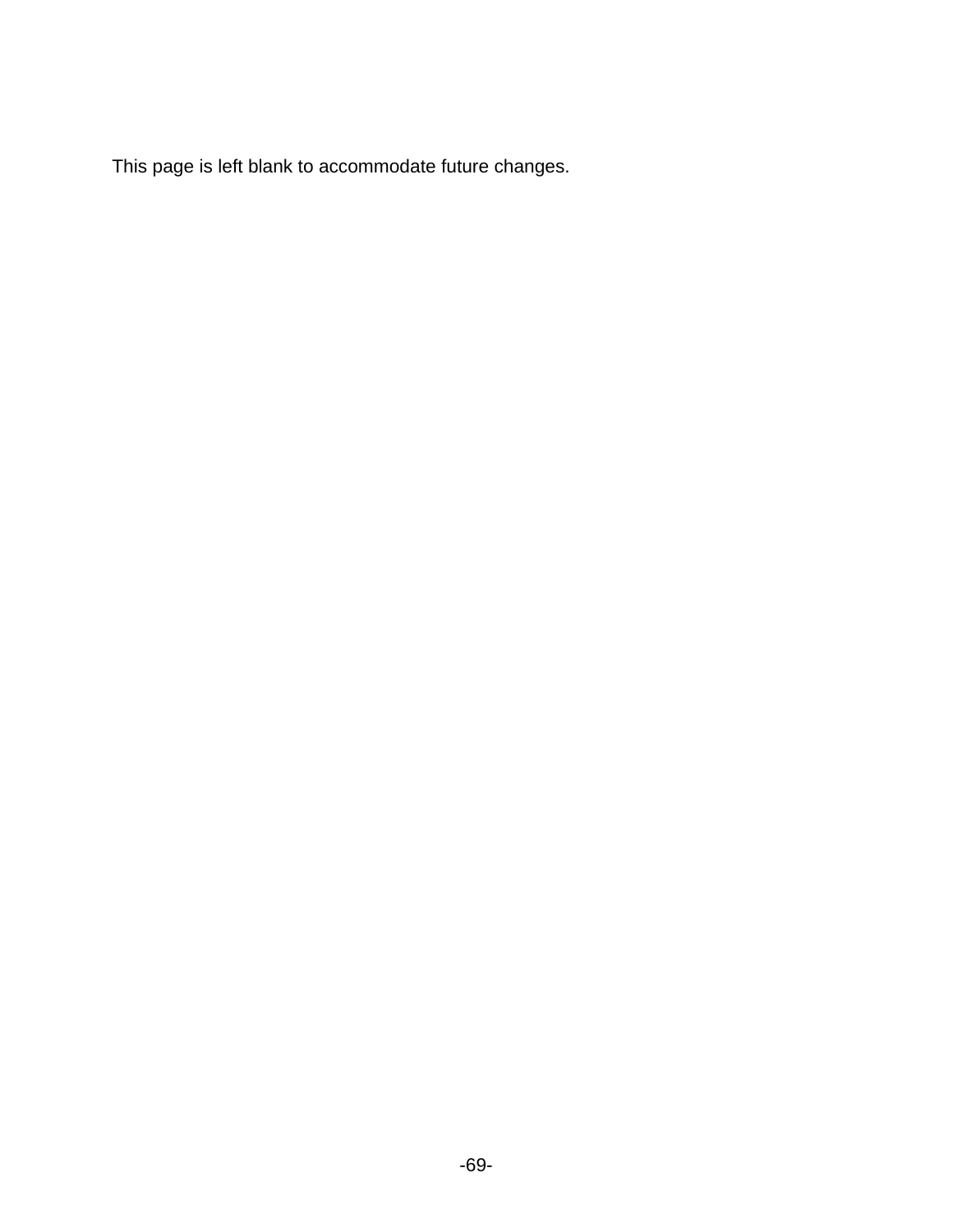This page is left blank to accommodate future changes.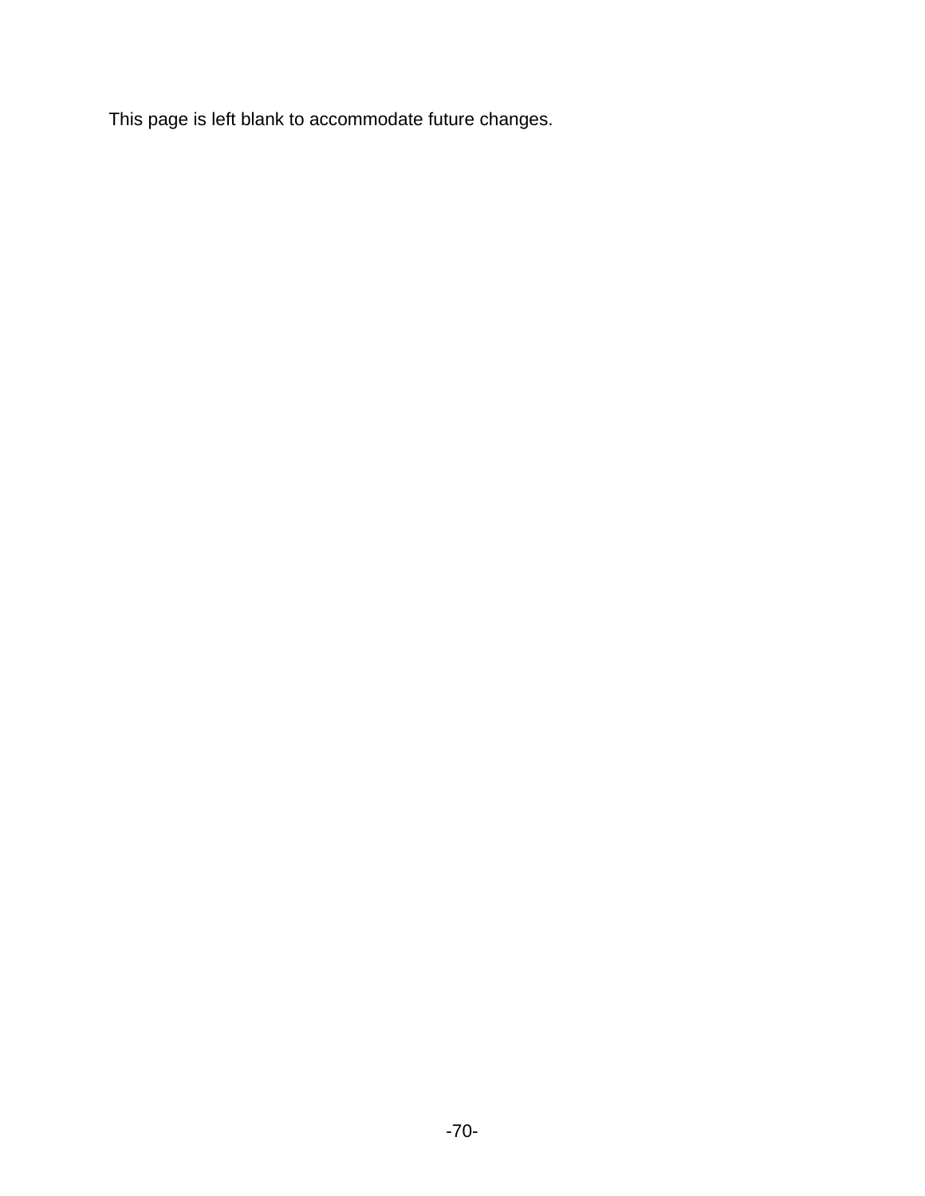This page is left blank to accommodate future changes.